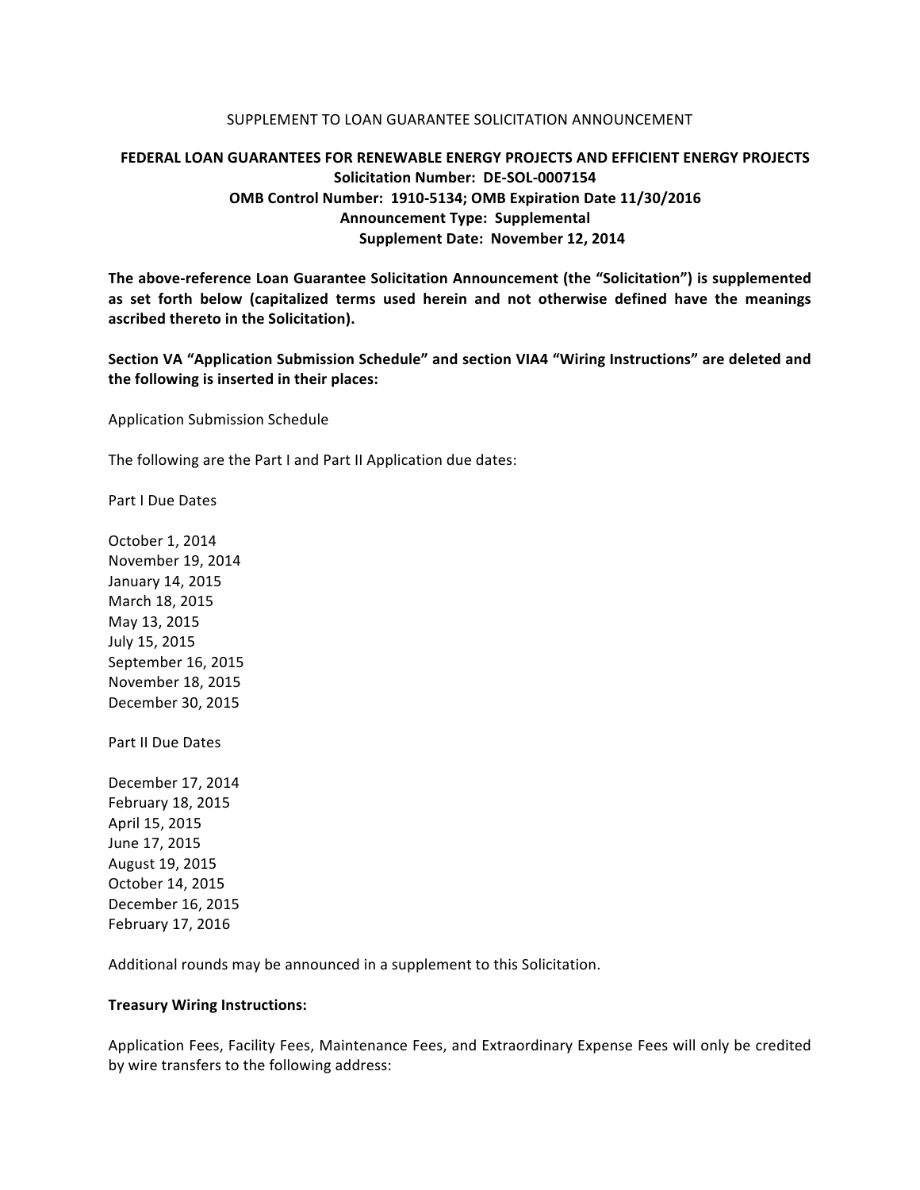SUPPLEMENT TO LOAN GUARANTEE SOLICITATION ANNOUNCEMENT

**FEDERAL LOAN GUARANTEES FOR RENEWABLE ENERGY PROJECTS AND EFFICIENT ENERGY PROJECTS**
**Solicitation Number: DE-SOL-0007154**
**OMB Control Number: 1910-5134; OMB Expiration Date 11/30/2016**
**Announcement Type: Supplemental**
**Supplement Date: November 12, 2014**

**The above-reference Loan Guarantee Solicitation Announcement (the "Solicitation") is supplemented as set forth below (capitalized terms used herein and not otherwise defined have the meanings ascribed thereto in the Solicitation).**

**Section VA "Application Submission Schedule" and section VIA4 "Wiring Instructions" are deleted and the following is inserted in their places:**

Application Submission Schedule

The following are the Part I and Part II Application due dates:

Part I Due Dates

October 1, 2014
November 19, 2014
January 14, 2015
March 18, 2015
May 13, 2015
July 15, 2015
September 16, 2015
November 18, 2015
December 30, 2015

Part II Due Dates

December 17, 2014
February 18, 2015
April 15, 2015
June 17, 2015
August 19, 2015
October 14, 2015
December 16, 2015
February 17, 2016

Additional rounds may be announced in a supplement to this Solicitation.

**Treasury Wiring Instructions:**

Application Fees, Facility Fees, Maintenance Fees, and Extraordinary Expense Fees will only be credited by wire transfers to the following address: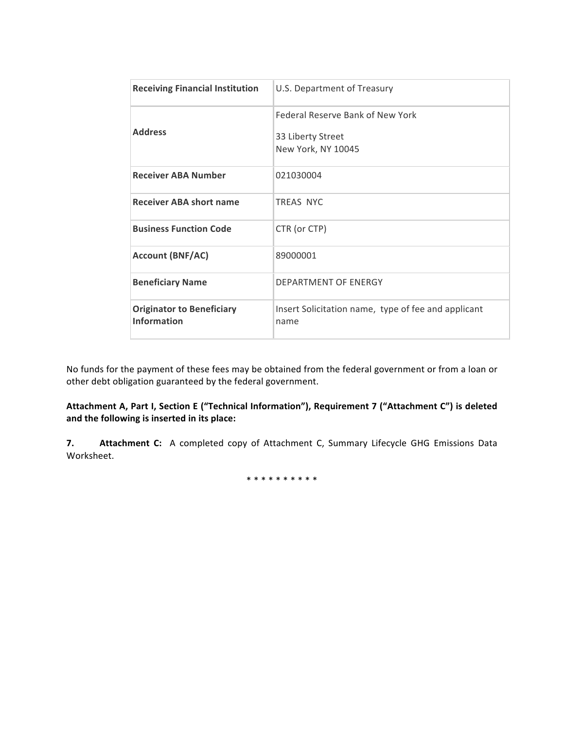| | |
|---|---|
| **Receiving Financial Institution** | U.S. Department of Treasury |
| **Address** | Federal Reserve Bank of New York<br><br>33 Liberty Street<br>New York, NY 10045 |
| **Receiver ABA Number** | 021030004 |
| **Receiver ABA short name** | TREAS NYC |
| **Business Function Code** | CTR (or CTP) |
| **Account (BNF/AC)** | 89000001 |
| **Beneficiary Name** | DEPARTMENT OF ENERGY |
| **Originator to Beneficiary Information** | Insert Solicitation name, type of fee and applicant name |

No funds for the payment of these fees may be obtained from the federal government or from a loan or other debt obligation guaranteed by the federal government.

**Attachment A, Part I, Section E ("Technical Information"), Requirement 7 ("Attachment C") is deleted and the following is inserted in its place:**

**7. Attachment C:** A completed copy of Attachment C, Summary Lifecycle GHG Emissions Data Worksheet.

* * * * * * * * * *